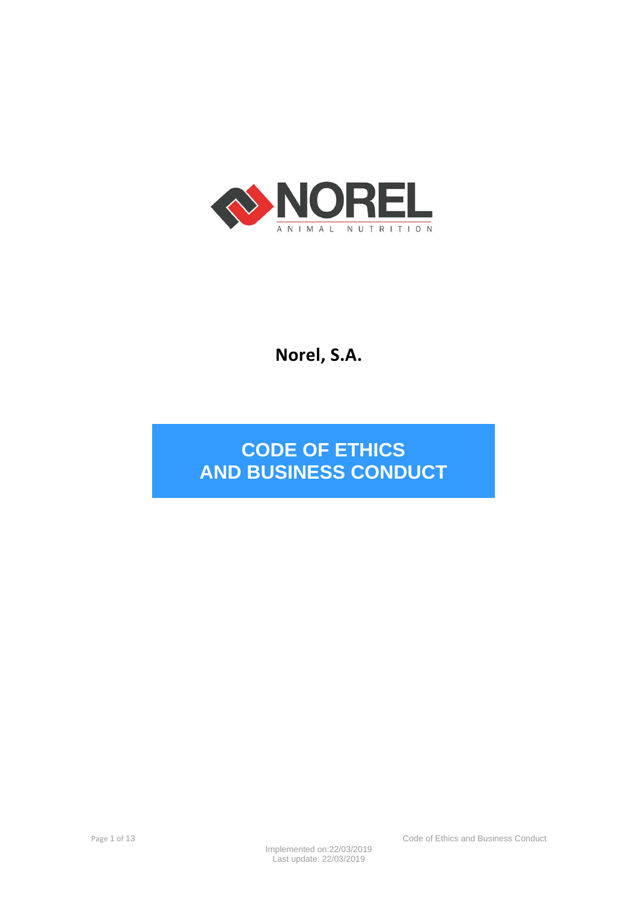NOREL

ANIMAL NUTRITION

**Norel, S.A.**

# CODE OF ETHICS AND BUSINESS CONDUCT

Implemented on:22/03/2019
Last update: 22/03/2019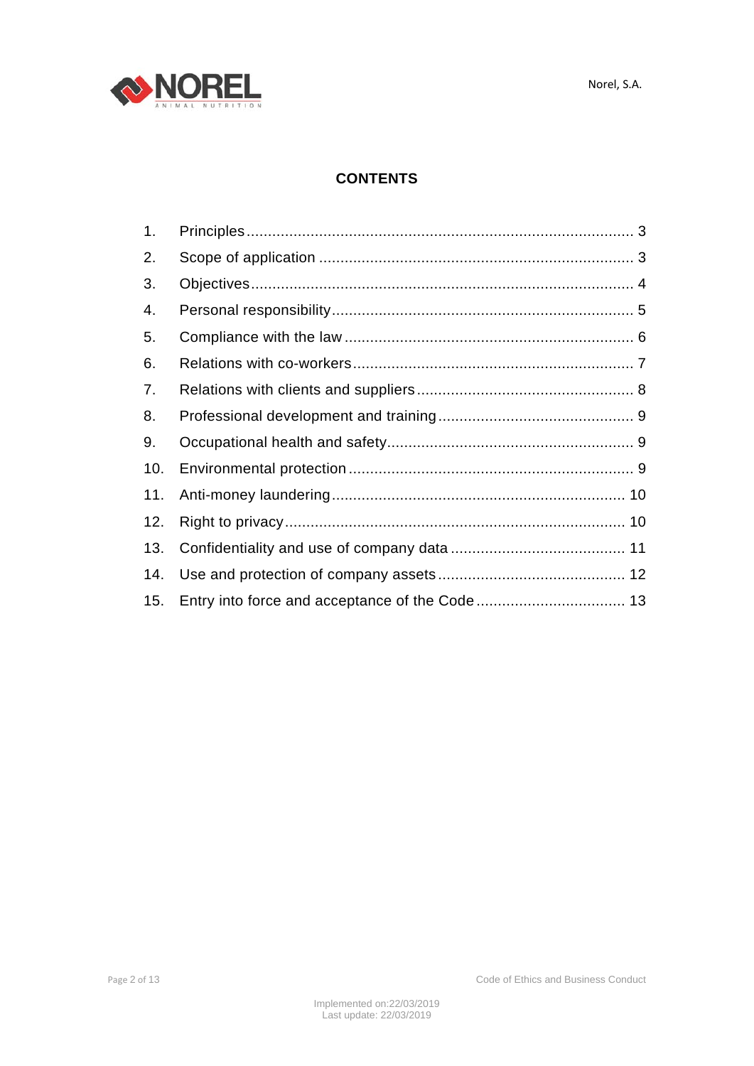# CONTENTS

1. Principles ........................................................................................ 3
2. Scope of application ........................................................................ 3
3. Objectives ........................................................................................ 4
4. Personal responsibility ..................................................................... 5
5. Compliance with the law .................................................................. 6
6. Relations with co-workers ................................................................ 7
7. Relations with clients and suppliers .................................................. 8
8. Professional development and training ............................................. 9
9. Occupational health and safety ........................................................ 9
10. Environmental protection ................................................................. 9
11. Anti-money laundering .................................................................... 10
12. Right to privacy .............................................................................. 10
13. Confidentiality and use of company data ........................................ 11
14. Use and protection of company assets ........................................... 12
15. Entry into force and acceptance of the Code .................................. 13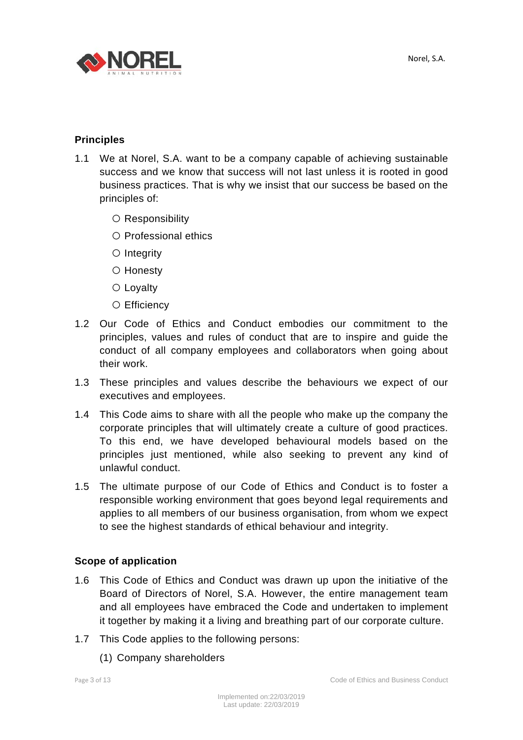## Principles

1.1 We at Norel, S.A. want to be a company capable of achieving sustainable success and we know that success will not last unless it is rooted in good business practices. That is why we insist that our success be based on the principles of:

- Responsibility
- Professional ethics
- Integrity
- Honesty
- Loyalty
- Efficiency

1.2 Our Code of Ethics and Conduct embodies our commitment to the principles, values and rules of conduct that are to inspire and guide the conduct of all company employees and collaborators when going about their work.

1.3 These principles and values describe the behaviours we expect of our executives and employees.

1.4 This Code aims to share with all the people who make up the company the corporate principles that will ultimately create a culture of good practices. To this end, we have developed behavioural models based on the principles just mentioned, while also seeking to prevent any kind of unlawful conduct.

1.5 The ultimate purpose of our Code of Ethics and Conduct is to foster a responsible working environment that goes beyond legal requirements and applies to all members of our business organisation, from whom we expect to see the highest standards of ethical behaviour and integrity.

## Scope of application

1.6 This Code of Ethics and Conduct was drawn up upon the initiative of the Board of Directors of Norel, S.A. However, the entire management team and all employees have embraced the Code and undertaken to implement it together by making it a living and breathing part of our corporate culture.

1.7 This Code applies to the following persons:

(1) Company shareholders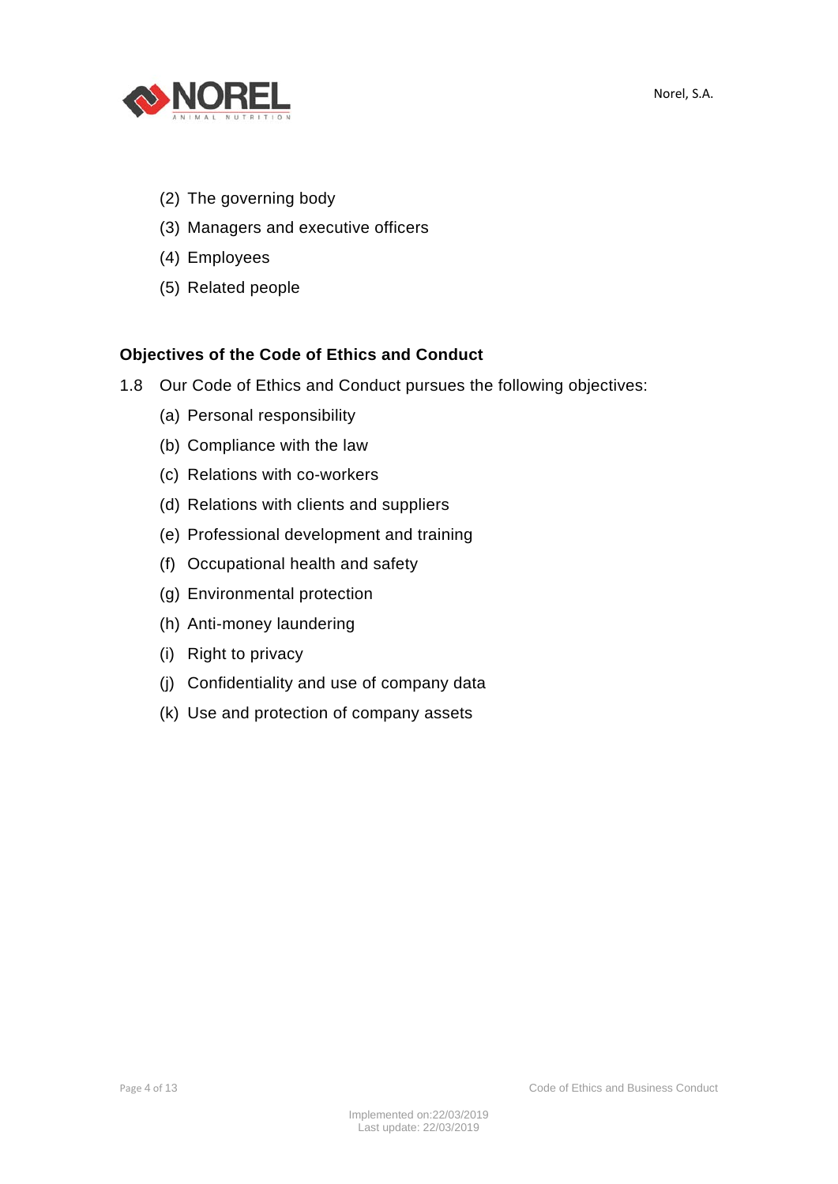(2) The governing body

(3) Managers and executive officers

(4) Employees

(5) Related people

**Objectives of the Code of Ethics and Conduct**

1.8 Our Code of Ethics and Conduct pursues the following objectives:

(a) Personal responsibility

(b) Compliance with the law

(c) Relations with co-workers

(d) Relations with clients and suppliers

(e) Professional development and training

(f) Occupational health and safety

(g) Environmental protection

(h) Anti-money laundering

(i) Right to privacy

(j) Confidentiality and use of company data

(k) Use and protection of company assets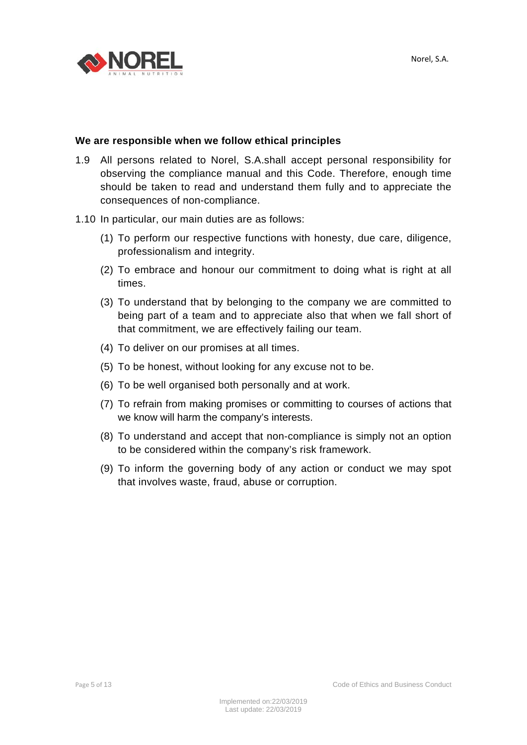**We are responsible when we follow ethical principles**

1.9 All persons related to Norel, S.A.shall accept personal responsibility for observing the compliance manual and this Code. Therefore, enough time should be taken to read and understand them fully and to appreciate the consequences of non-compliance.

1.10 In particular, our main duties are as follows:

(1) To perform our respective functions with honesty, due care, diligence, professionalism and integrity.

(2) To embrace and honour our commitment to doing what is right at all times.

(3) To understand that by belonging to the company we are committed to being part of a team and to appreciate also that when we fall short of that commitment, we are effectively failing our team.

(4) To deliver on our promises at all times.

(5) To be honest, without looking for any excuse not to be.

(6) To be well organised both personally and at work.

(7) To refrain from making promises or committing to courses of actions that we know will harm the company's interests.

(8) To understand and accept that non-compliance is simply not an option to be considered within the company's risk framework.

(9) To inform the governing body of any action or conduct we may spot that involves waste, fraud, abuse or corruption.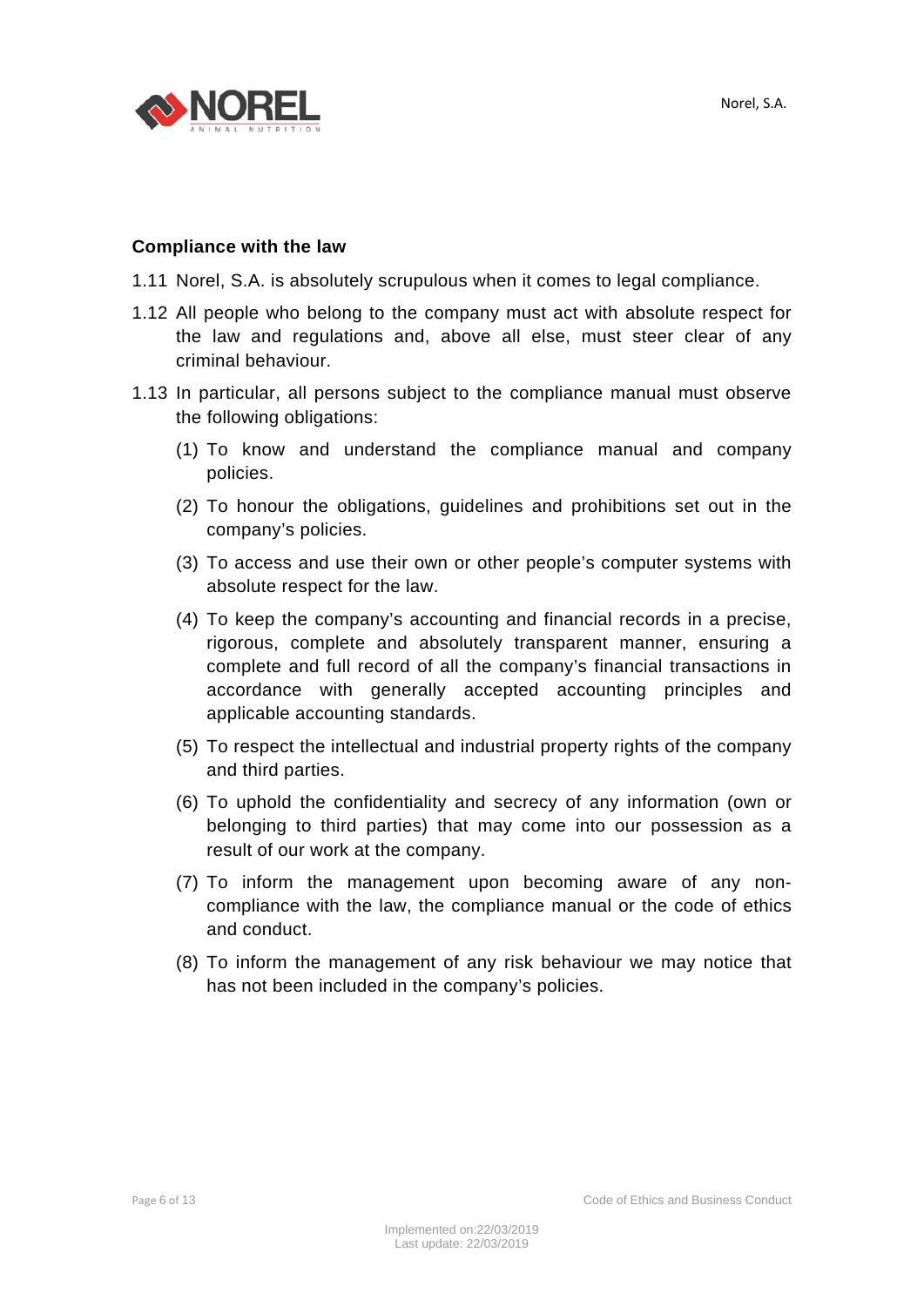**Compliance with the law**

1.11 Norel, S.A. is absolutely scrupulous when it comes to legal compliance.

1.12 All people who belong to the company must act with absolute respect for the law and regulations and, above all else, must steer clear of any criminal behaviour.

1.13 In particular, all persons subject to the compliance manual must observe the following obligations:

(1) To know and understand the compliance manual and company policies.

(2) To honour the obligations, guidelines and prohibitions set out in the company's policies.

(3) To access and use their own or other people's computer systems with absolute respect for the law.

(4) To keep the company's accounting and financial records in a precise, rigorous, complete and absolutely transparent manner, ensuring a complete and full record of all the company's financial transactions in accordance with generally accepted accounting principles and applicable accounting standards.

(5) To respect the intellectual and industrial property rights of the company and third parties.

(6) To uphold the confidentiality and secrecy of any information (own or belonging to third parties) that may come into our possession as a result of our work at the company.

(7) To inform the management upon becoming aware of any non-compliance with the law, the compliance manual or the code of ethics and conduct.

(8) To inform the management of any risk behaviour we may notice that has not been included in the company's policies.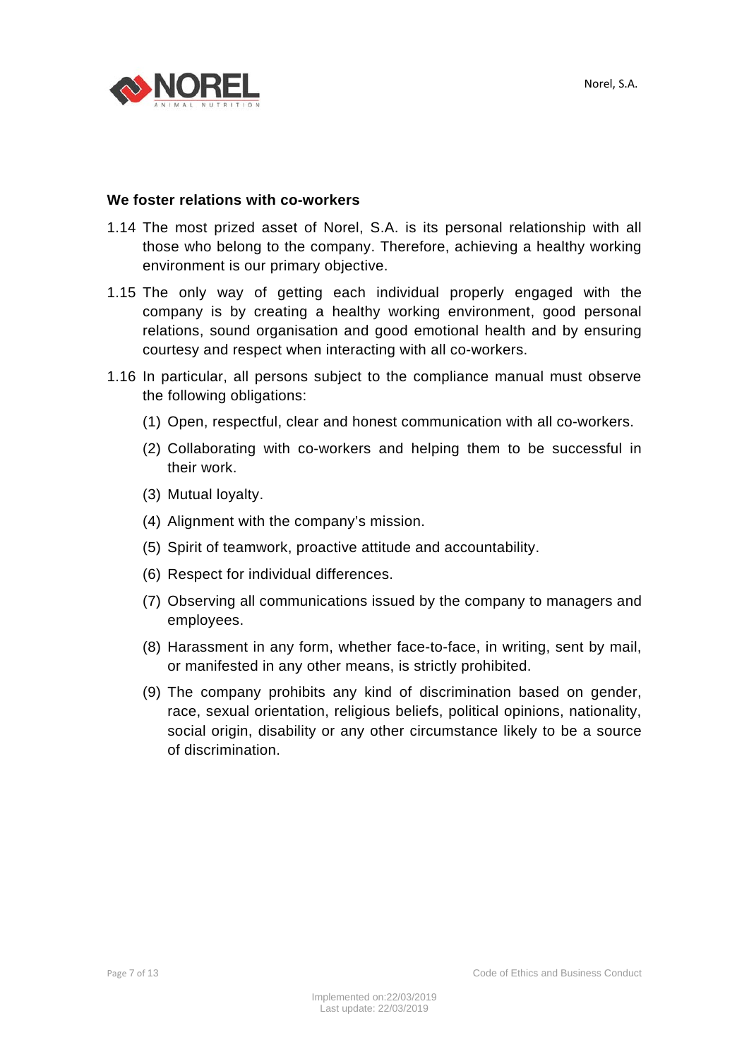**We foster relations with co-workers**

1.14 The most prized asset of Norel, S.A. is its personal relationship with all those who belong to the company. Therefore, achieving a healthy working environment is our primary objective.

1.15 The only way of getting each individual properly engaged with the company is by creating a healthy working environment, good personal relations, sound organisation and good emotional health and by ensuring courtesy and respect when interacting with all co-workers.

1.16 In particular, all persons subject to the compliance manual must observe the following obligations:

   (1) Open, respectful, clear and honest communication with all co-workers.

   (2) Collaborating with co-workers and helping them to be successful in their work.

   (3) Mutual loyalty.

   (4) Alignment with the company's mission.

   (5) Spirit of teamwork, proactive attitude and accountability.

   (6) Respect for individual differences.

   (7) Observing all communications issued by the company to managers and employees.

   (8) Harassment in any form, whether face-to-face, in writing, sent by mail, or manifested in any other means, is strictly prohibited.

   (9) The company prohibits any kind of discrimination based on gender, race, sexual orientation, religious beliefs, political opinions, nationality, social origin, disability or any other circumstance likely to be a source of discrimination.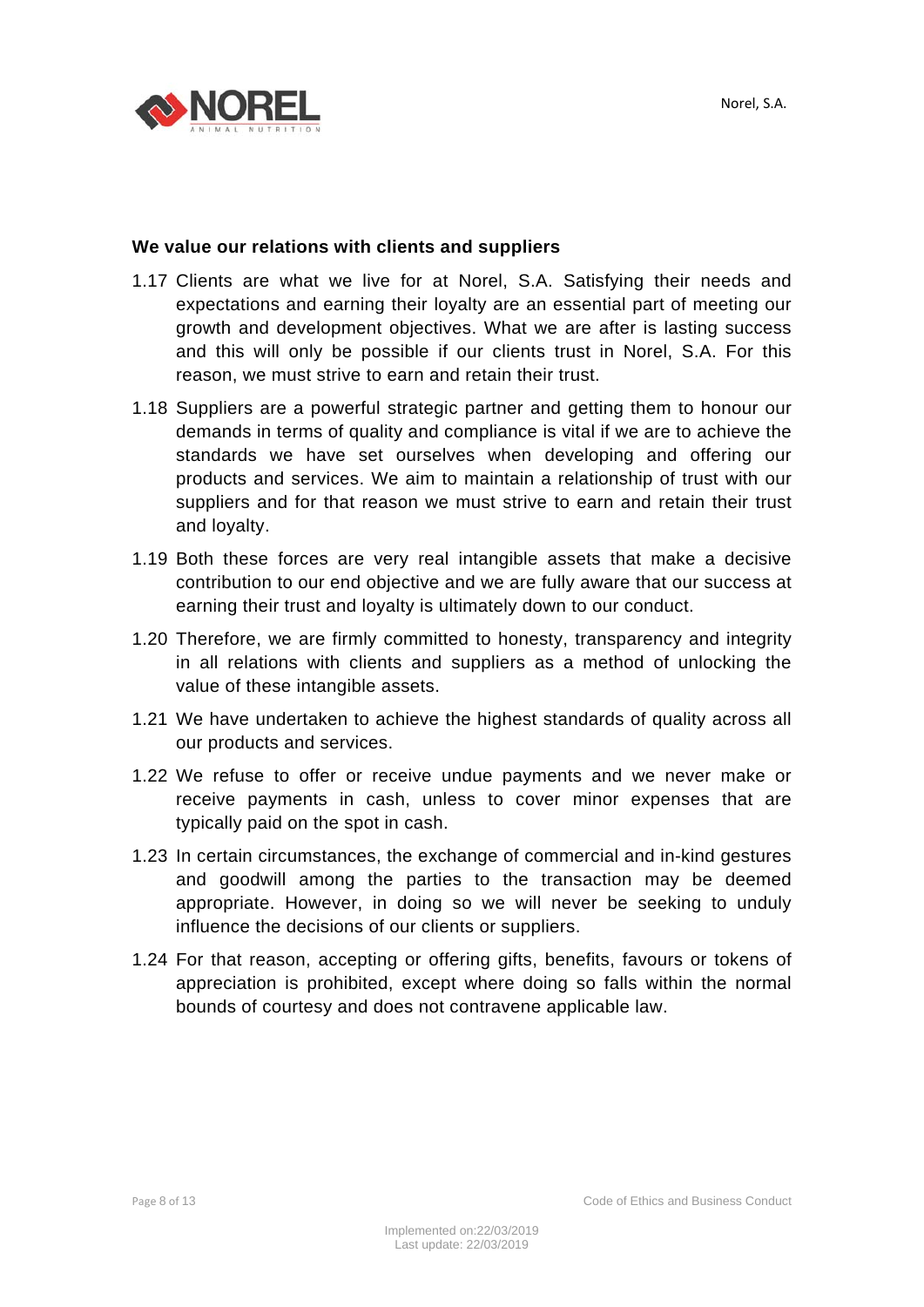### We value our relations with clients and suppliers

1.17 Clients are what we live for at Norel, S.A. Satisfying their needs and expectations and earning their loyalty are an essential part of meeting our growth and development objectives. What we are after is lasting success and this will only be possible if our clients trust in Norel, S.A. For this reason, we must strive to earn and retain their trust.

1.18 Suppliers are a powerful strategic partner and getting them to honour our demands in terms of quality and compliance is vital if we are to achieve the standards we have set ourselves when developing and offering our products and services. We aim to maintain a relationship of trust with our suppliers and for that reason we must strive to earn and retain their trust and loyalty.

1.19 Both these forces are very real intangible assets that make a decisive contribution to our end objective and we are fully aware that our success at earning their trust and loyalty is ultimately down to our conduct.

1.20 Therefore, we are firmly committed to honesty, transparency and integrity in all relations with clients and suppliers as a method of unlocking the value of these intangible assets.

1.21 We have undertaken to achieve the highest standards of quality across all our products and services.

1.22 We refuse to offer or receive undue payments and we never make or receive payments in cash, unless to cover minor expenses that are typically paid on the spot in cash.

1.23 In certain circumstances, the exchange of commercial and in-kind gestures and goodwill among the parties to the transaction may be deemed appropriate. However, in doing so we will never be seeking to unduly influence the decisions of our clients or suppliers.

1.24 For that reason, accepting or offering gifts, benefits, favours or tokens of appreciation is prohibited, except where doing so falls within the normal bounds of courtesy and does not contravene applicable law.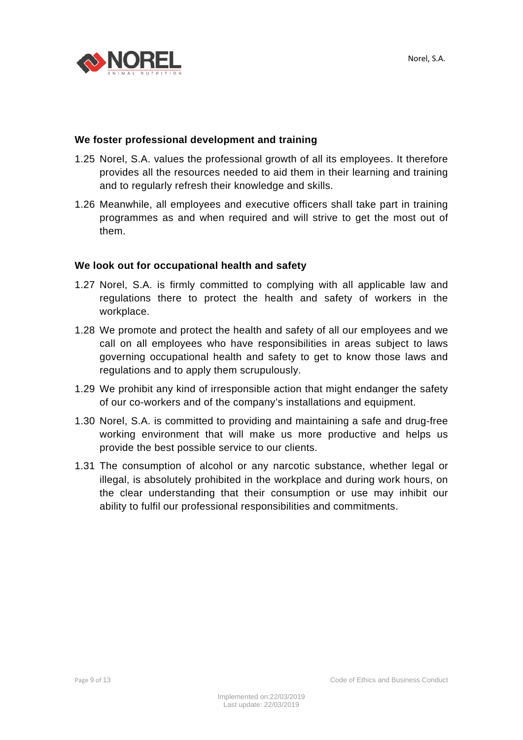### We foster professional development and training

1.25 Norel, S.A. values the professional growth of all its employees. It therefore provides all the resources needed to aid them in their learning and training and to regularly refresh their knowledge and skills.

1.26 Meanwhile, all employees and executive officers shall take part in training programmes as and when required and will strive to get the most out of them.

### We look out for occupational health and safety

1.27 Norel, S.A. is firmly committed to complying with all applicable law and regulations there to protect the health and safety of workers in the workplace.

1.28 We promote and protect the health and safety of all our employees and we call on all employees who have responsibilities in areas subject to laws governing occupational health and safety to get to know those laws and regulations and to apply them scrupulously.

1.29 We prohibit any kind of irresponsible action that might endanger the safety of our co-workers and of the company's installations and equipment.

1.30 Norel, S.A. is committed to providing and maintaining a safe and drug-free working environment that will make us more productive and helps us provide the best possible service to our clients.

1.31 The consumption of alcohol or any narcotic substance, whether legal or illegal, is absolutely prohibited in the workplace and during work hours, on the clear understanding that their consumption or use may inhibit our ability to fulfil our professional responsibilities and commitments.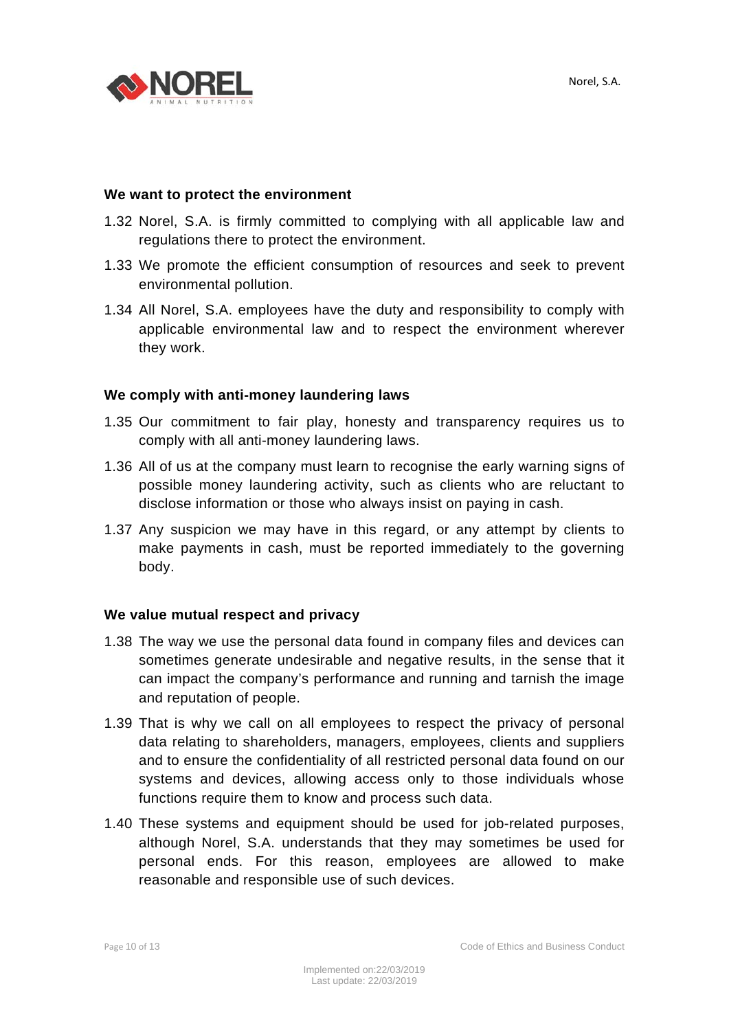### We want to protect the environment

1.32 Norel, S.A. is firmly committed to complying with all applicable law and regulations there to protect the environment.

1.33 We promote the efficient consumption of resources and seek to prevent environmental pollution.

1.34 All Norel, S.A. employees have the duty and responsibility to comply with applicable environmental law and to respect the environment wherever they work.

### We comply with anti-money laundering laws

1.35 Our commitment to fair play, honesty and transparency requires us to comply with all anti-money laundering laws.

1.36 All of us at the company must learn to recognise the early warning signs of possible money laundering activity, such as clients who are reluctant to disclose information or those who always insist on paying in cash.

1.37 Any suspicion we may have in this regard, or any attempt by clients to make payments in cash, must be reported immediately to the governing body.

### We value mutual respect and privacy

1.38 The way we use the personal data found in company files and devices can sometimes generate undesirable and negative results, in the sense that it can impact the company's performance and running and tarnish the image and reputation of people.

1.39 That is why we call on all employees to respect the privacy of personal data relating to shareholders, managers, employees, clients and suppliers and to ensure the confidentiality of all restricted personal data found on our systems and devices, allowing access only to those individuals whose functions require them to know and process such data.

1.40 These systems and equipment should be used for job-related purposes, although Norel, S.A. understands that they may sometimes be used for personal ends. For this reason, employees are allowed to make reasonable and responsible use of such devices.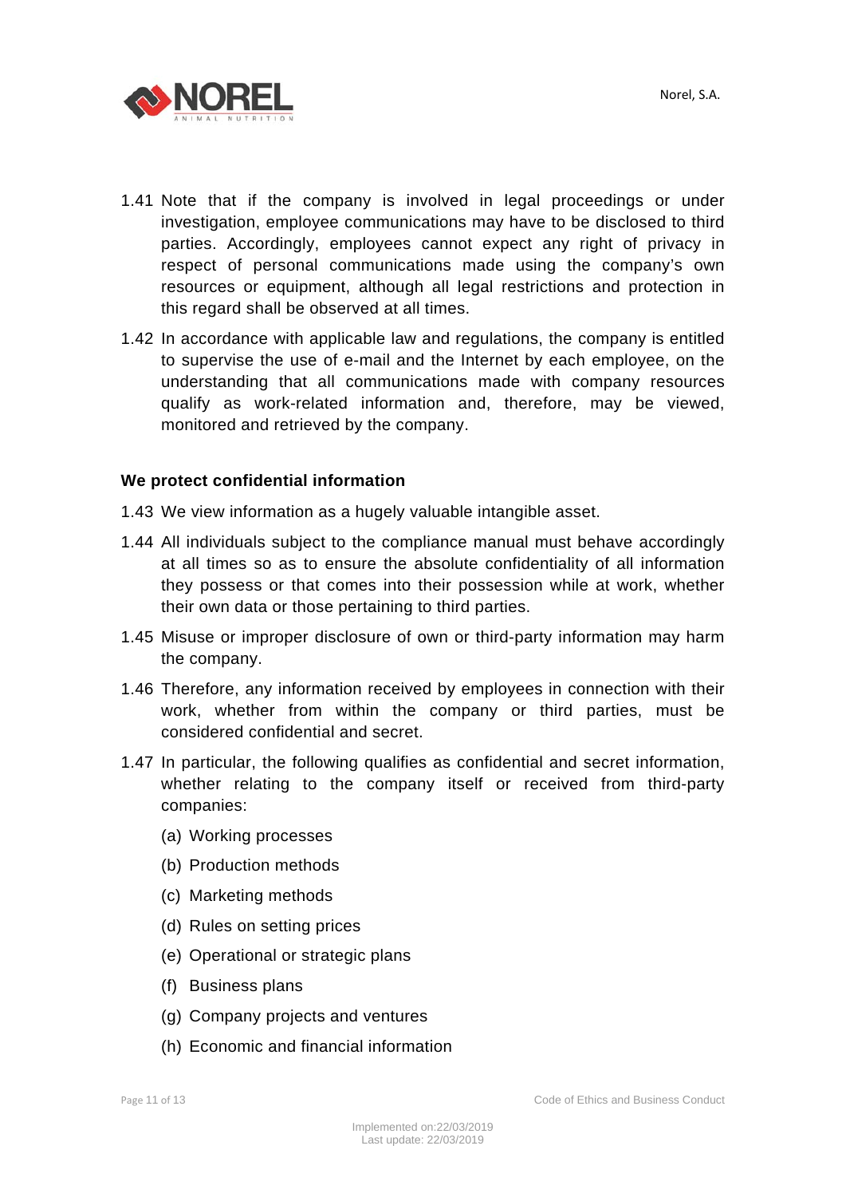1.41 Note that if the company is involved in legal proceedings or under investigation, employee communications may have to be disclosed to third parties. Accordingly, employees cannot expect any right of privacy in respect of personal communications made using the company's own resources or equipment, although all legal restrictions and protection in this regard shall be observed at all times.

1.42 In accordance with applicable law and regulations, the company is entitled to supervise the use of e-mail and the Internet by each employee, on the understanding that all communications made with company resources qualify as work-related information and, therefore, may be viewed, monitored and retrieved by the company.

**We protect confidential information**

1.43 We view information as a hugely valuable intangible asset.

1.44 All individuals subject to the compliance manual must behave accordingly at all times so as to ensure the absolute confidentiality of all information they possess or that comes into their possession while at work, whether their own data or those pertaining to third parties.

1.45 Misuse or improper disclosure of own or third-party information may harm the company.

1.46 Therefore, any information received by employees in connection with their work, whether from within the company or third parties, must be considered confidential and secret.

1.47 In particular, the following qualifies as confidential and secret information, whether relating to the company itself or received from third-party companies:

(a) Working processes

(b) Production methods

(c) Marketing methods

(d) Rules on setting prices

(e) Operational or strategic plans

(f) Business plans

(g) Company projects and ventures

(h) Economic and financial information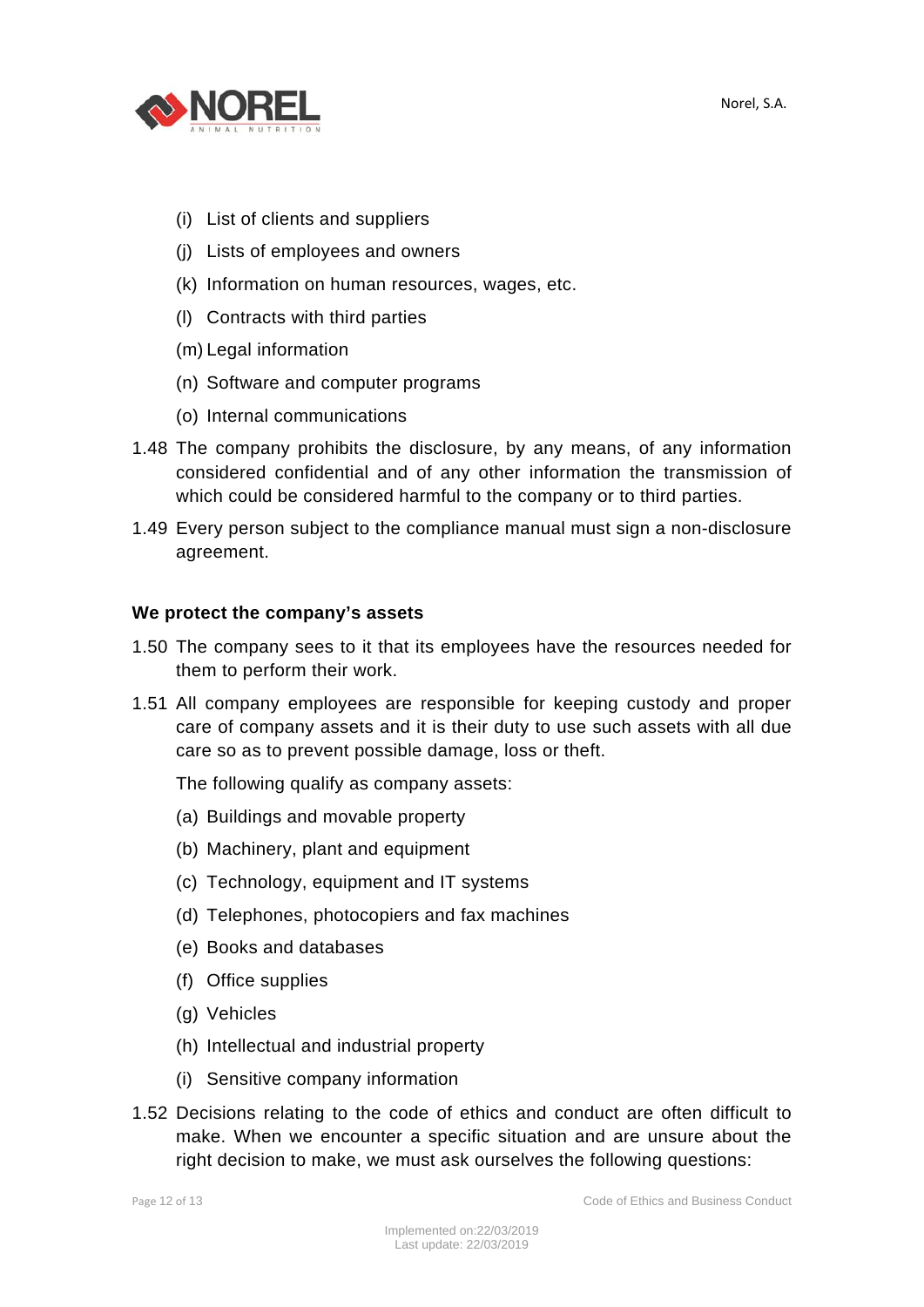(i) List of clients and suppliers

(j) Lists of employees and owners

(k) Information on human resources, wages, etc.

(l) Contracts with third parties

(m) Legal information

(n) Software and computer programs

(o) Internal communications

1.48 The company prohibits the disclosure, by any means, of any information considered confidential and of any other information the transmission of which could be considered harmful to the company or to third parties.

1.49 Every person subject to the compliance manual must sign a non-disclosure agreement.

**We protect the company's assets**

1.50 The company sees to it that its employees have the resources needed for them to perform their work.

1.51 All company employees are responsible for keeping custody and proper care of company assets and it is their duty to use such assets with all due care so as to prevent possible damage, loss or theft.

The following qualify as company assets:

(a) Buildings and movable property

(b) Machinery, plant and equipment

(c) Technology, equipment and IT systems

(d) Telephones, photocopiers and fax machines

(e) Books and databases

(f) Office supplies

(g) Vehicles

(h) Intellectual and industrial property

(i) Sensitive company information

1.52 Decisions relating to the code of ethics and conduct are often difficult to make. When we encounter a specific situation and are unsure about the right decision to make, we must ask ourselves the following questions: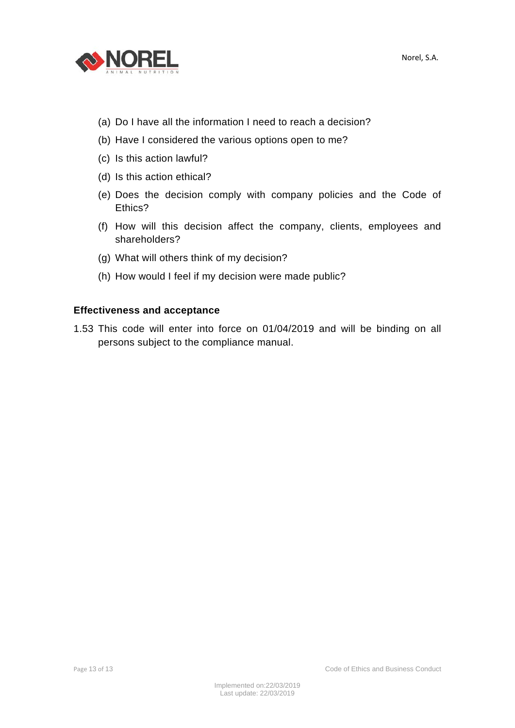(a) Do I have all the information I need to reach a decision?

(b) Have I considered the various options open to me?

(c) Is this action lawful?

(d) Is this action ethical?

(e) Does the decision comply with company policies and the Code of Ethics?

(f) How will this decision affect the company, clients, employees and shareholders?

(g) What will others think of my decision?

(h) How would I feel if my decision were made public?

### Effectiveness and acceptance

1.53 This code will enter into force on 01/04/2019 and will be binding on all persons subject to the compliance manual.

Implemented on:22/03/2019
Last update: 22/03/2019